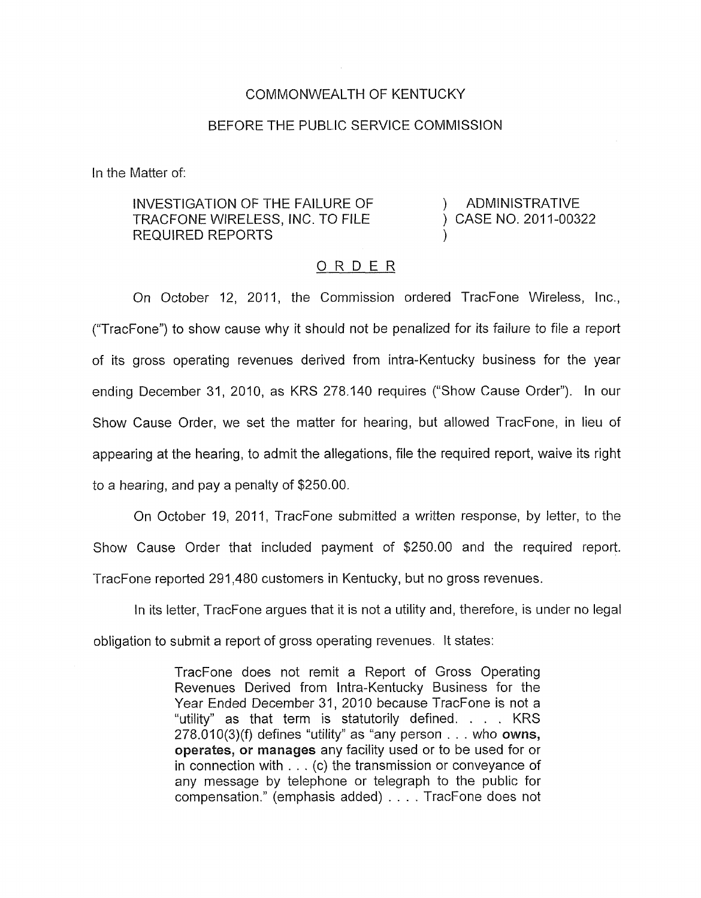COMMONWEALTH OF KENTUCKY

BEFORE THE PUBLIC SERVICE COMMISSION

In the Matter of:

| | | |
|---|---|---|
| INVESTIGATION OF THE FAILURE OF TRACFONE WIRELESS, INC. TO FILE REQUIRED REPORTS | ) ) ) | ADMINISTRATIVE CASE NO. 2011-00322 |

## O R D E R

On October 12, 2011, the Commission ordered TracFone Wireless, Inc., ("TracFone") to show cause why it should not be penalized for its failure to file a report of its gross operating revenues derived from intra-Kentucky business for the year ending December 31, 2010, as KRS 278.140 requires ("Show Cause Order"). In our Show Cause Order, we set the matter for hearing, but allowed TracFone, in lieu of appearing at the hearing, to admit the allegations, file the required report, waive its right to a hearing, and pay a penalty of $250.00.

On October 19, 2011, TracFone submitted a written response, by letter, to the Show Cause Order that included payment of $250.00 and the required report. TracFone reported 291,480 customers in Kentucky, but no gross revenues.

In its letter, TracFone argues that it is not a utility and, therefore, is under no legal obligation to submit a report of gross operating revenues. It states:

> TracFone does not remit a Report of Gross Operating Revenues Derived from Intra-Kentucky Business for the Year Ended December 31, 2010 because TracFone is not a "utility" as that term is statutorily defined. . . . KRS 278.010(3)(f) defines "utility" as "any person . . . who **owns, operates, or manages** any facility used or to be used for or in connection with . . . (c) the transmission or conveyance of any message by telephone or telegraph to the public for compensation." (emphasis added) . . . . TracFone does not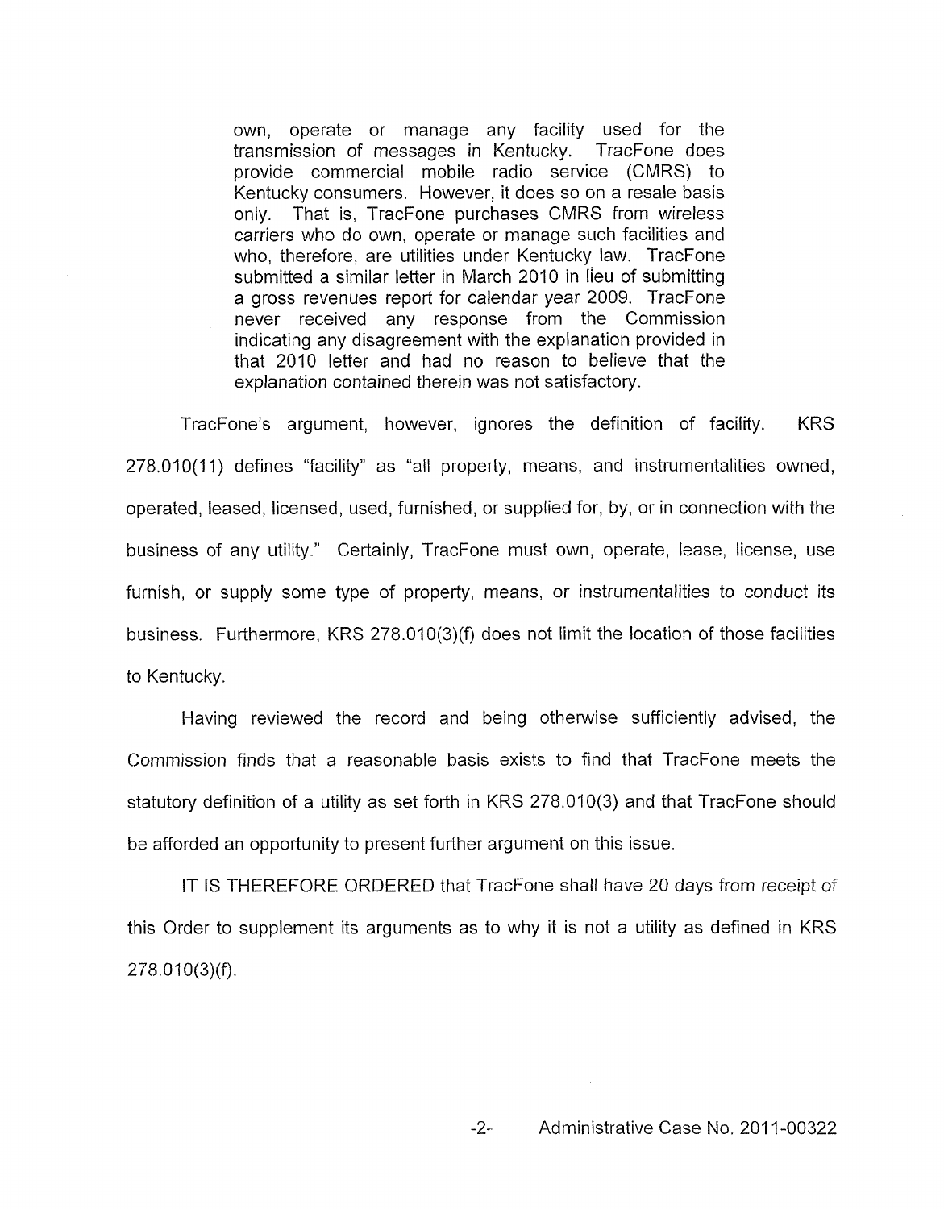> own, operate or manage any facility used for the transmission of messages in Kentucky. TracFone does provide commercial mobile radio service (CMRS) to Kentucky consumers. However, it does so on a resale basis only. That is, TracFone purchases CMRS from wireless carriers who do own, operate or manage such facilities and who, therefore, are utilities under Kentucky law. TracFone submitted a similar letter in March 2010 in lieu of submitting a gross revenues report for calendar year 2009. TracFone never received any response from the Commission indicating any disagreement with the explanation provided in that 2010 letter and had no reason to believe that the explanation contained therein was not satisfactory.

TracFone's argument, however, ignores the definition of facility. KRS 278.010(11) defines "facility" as "all property, means, and instrumentalities owned, operated, leased, licensed, used, furnished, or supplied for, by, or in connection with the business of any utility." Certainly, TracFone must own, operate, lease, license, use furnish, or supply some type of property, means, or instrumentalities to conduct its business. Furthermore, KRS 278.010(3)(f) does not limit the location of those facilities to Kentucky.

Having reviewed the record and being otherwise sufficiently advised, the Commission finds that a reasonable basis exists to find that TracFone meets the statutory definition of a utility as set forth in KRS 278.010(3) and that TracFone should be afforded an opportunity to present further argument on this issue.

IT IS THEREFORE ORDERED that TracFone shall have 20 days from receipt of this Order to supplement its arguments as to why it is not a utility as defined in KRS 278.010(3)(f).

Administrative Case No. 2011-00322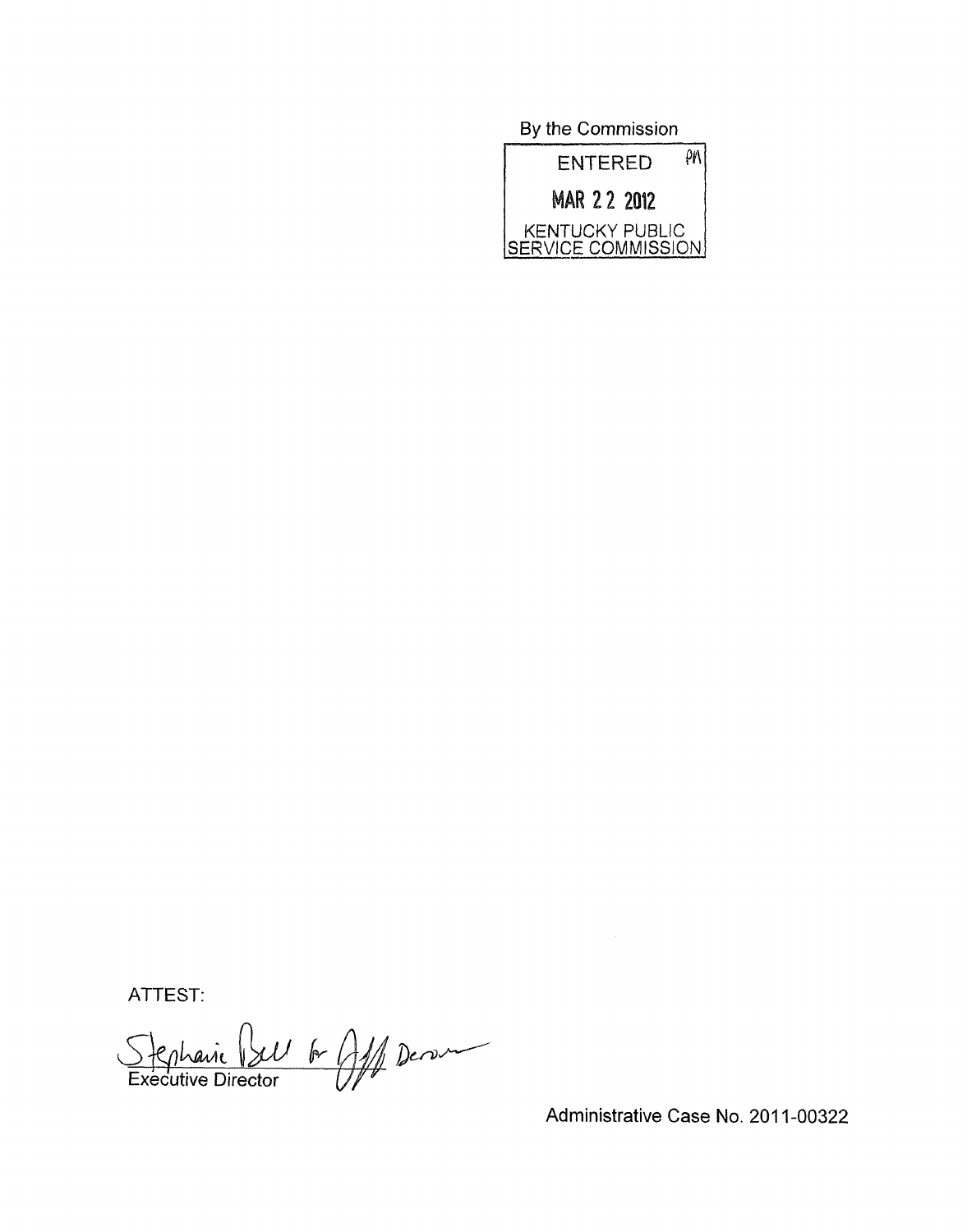By the Commission

ENTERED

MAR 22 2012

KENTUCKY PUBLIC SERVICE COMMISSION

ATTEST:

Stephanie Bell for Jeff Derouen

Executive Director

Administrative Case No. 2011-00322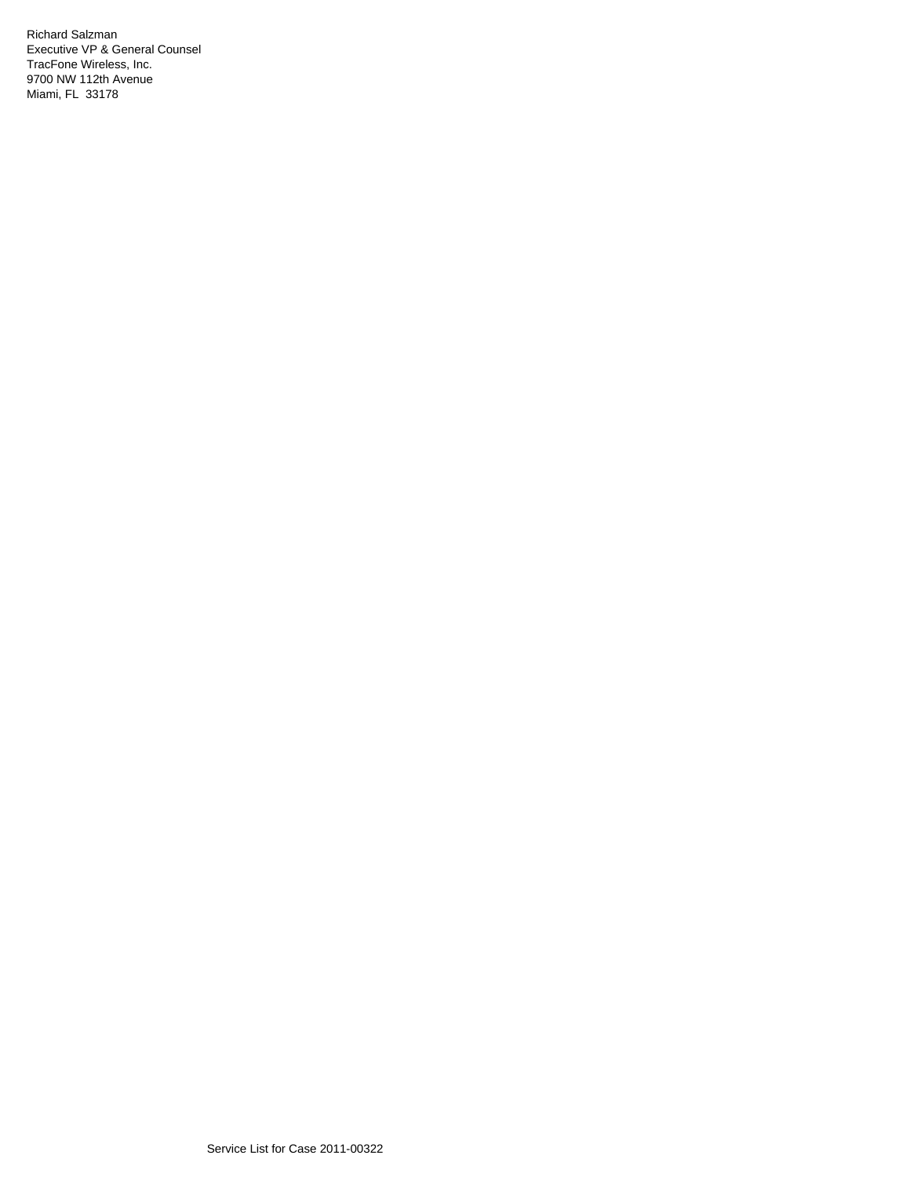Richard Salzman
Executive VP & General Counsel
TracFone Wireless, Inc.
9700 NW 112th Avenue
Miami, FL  33178